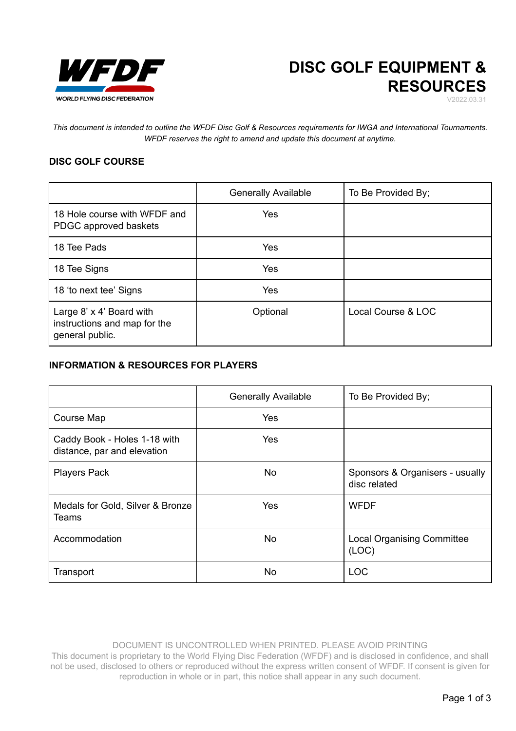WFDF
WORLD FLYING DISC FEDERATION

# DISC GOLF EQUIPMENT & RESOURCES

V2022.03.31

*This document is intended to outline the WFDF Disc Golf & Resources requirements for IWGA and International Tournaments. WFDF reserves the right to amend and update this document at anytime.*

## DISC GOLF COURSE

| | Generally Available | To Be Provided By; |
|---|---|---|
| 18 Hole course with WFDF and PDGC approved baskets | Yes | |
| 18 Tee Pads | Yes | |
| 18 Tee Signs | Yes | |
| 18 'to next tee' Signs | Yes | |
| Large 8' x 4' Board with instructions and map for the general public. | Optional | Local Course & LOC |

## INFORMATION & RESOURCES FOR PLAYERS

| | Generally Available | To Be Provided By; |
|---|---|---|
| Course Map | Yes | |
| Caddy Book - Holes 1-18 with distance, par and elevation | Yes | |
| Players Pack | No | Sponsors & Organisers - usually disc related |
| Medals for Gold, Silver & Bronze Teams | Yes | WFDF |
| Accommodation | No | Local Organising Committee (LOC) |
| Transport | No | LOC |

DOCUMENT IS UNCONTROLLED WHEN PRINTED. PLEASE AVOID PRINTING
This document is proprietary to the World Flying Disc Federation (WFDF) and is disclosed in confidence, and shall not be used, disclosed to others or reproduced without the express written consent of WFDF. If consent is given for reproduction in whole or in part, this notice shall appear in any such document.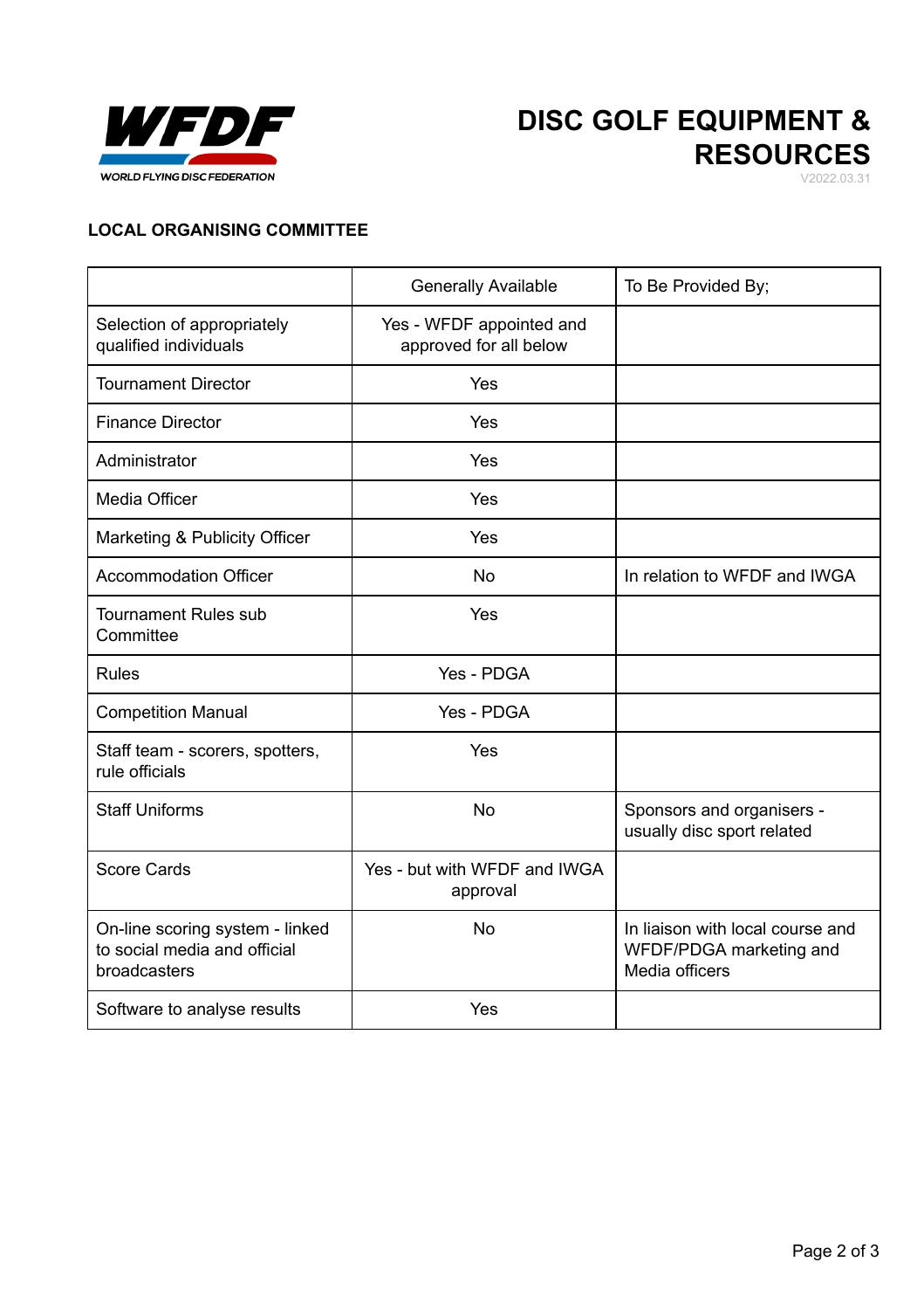# DISC GOLF EQUIPMENT & RESOURCES

V2022.03.31

**LOCAL ORGANISING COMMITTEE**

| | Generally Available | To Be Provided By; |
|---|---|---|
| Selection of appropriately qualified individuals | Yes - WFDF appointed and approved for all below | |
| Tournament Director | Yes | |
| Finance Director | Yes | |
| Administrator | Yes | |
| Media Officer | Yes | |
| Marketing & Publicity Officer | Yes | |
| Accommodation Officer | No | In relation to WFDF and IWGA |
| Tournament Rules sub Committee | Yes | |
| Rules | Yes - PDGA | |
| Competition Manual | Yes - PDGA | |
| Staff team - scorers, spotters, rule officials | Yes | |
| Staff Uniforms | No | Sponsors and organisers - usually disc sport related |
| Score Cards | Yes - but with WFDF and IWGA approval | |
| On-line scoring system - linked to social media and official broadcasters | No | In liaison with local course and WFDF/PDGA marketing and Media officers |
| Software to analyse results | Yes | |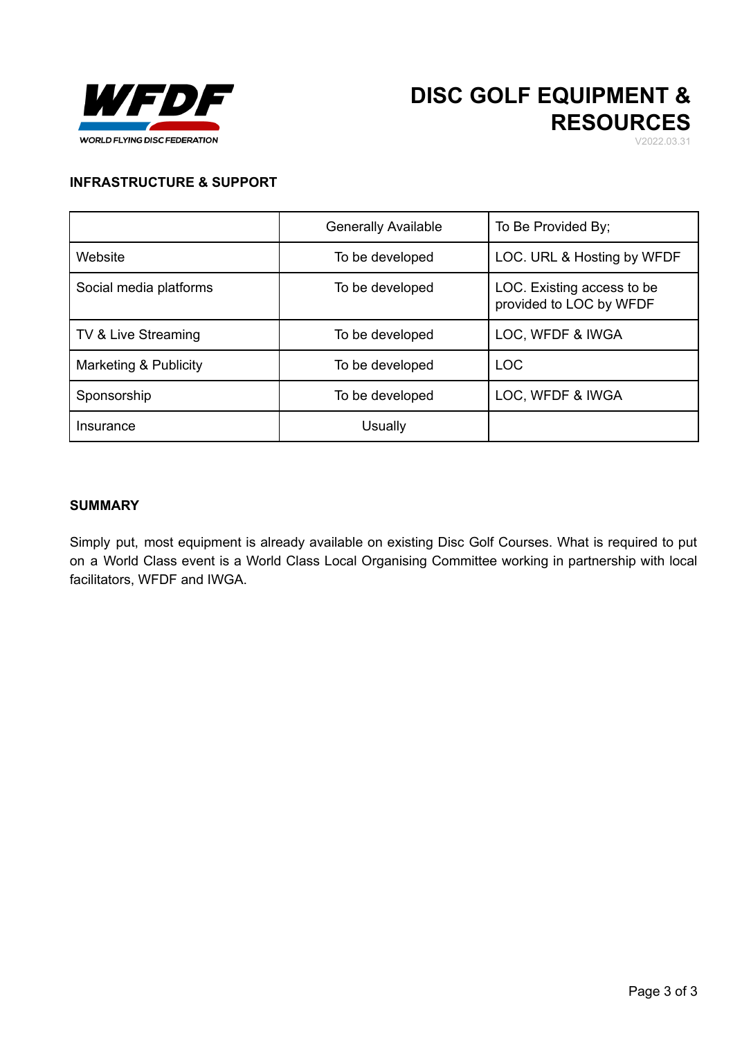# DISC GOLF EQUIPMENT & RESOURCES

V2022.03.31

## INFRASTRUCTURE & SUPPORT

| | Generally Available | To Be Provided By; |
|---|---|---|
| Website | To be developed | LOC. URL & Hosting by WFDF |
| Social media platforms | To be developed | LOC. Existing access to be provided to LOC by WFDF |
| TV & Live Streaming | To be developed | LOC, WFDF & IWGA |
| Marketing & Publicity | To be developed | LOC |
| Sponsorship | To be developed | LOC, WFDF & IWGA |
| Insurance | Usually | |

## SUMMARY

Simply put, most equipment is already available on existing Disc Golf Courses. What is required to put on a World Class event is a World Class Local Organising Committee working in partnership with local facilitators, WFDF and IWGA.